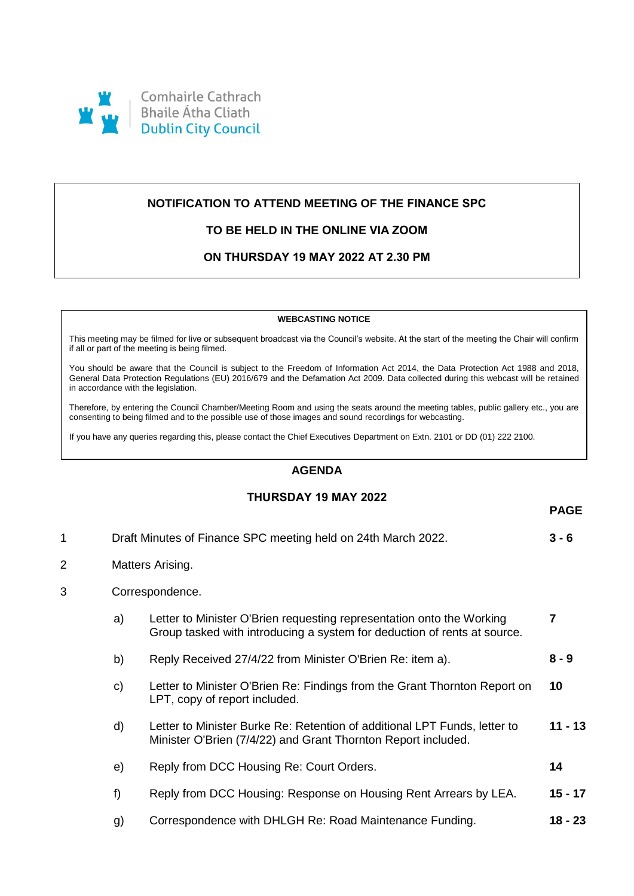Comhairle Cathrach
Bhaile Átha Cliath
Dublin City Council

**NOTIFICATION TO ATTEND MEETING OF THE FINANCE SPC**

**TO BE HELD IN THE ONLINE VIA ZOOM**

**ON THURSDAY 19 MAY 2022 AT 2.30 PM**

**WEBCASTING NOTICE**

This meeting may be filmed for live or subsequent broadcast via the Council's website. At the start of the meeting the Chair will confirm if all or part of the meeting is being filmed.

You should be aware that the Council is subject to the Freedom of Information Act 2014, the Data Protection Act 1988 and 2018, General Data Protection Regulations (EU) 2016/679 and the Defamation Act 2009. Data collected during this webcast will be retained in accordance with the legislation.

Therefore, by entering the Council Chamber/Meeting Room and using the seats around the meeting tables, public gallery etc., you are consenting to being filmed and to the possible use of those images and sound recordings for webcasting.

If you have any queries regarding this, please contact the Chief Executives Department on Extn. 2101 or DD (01) 222 2100.

## AGENDA

**THURSDAY 19 MAY 2022**

| | | | PAGE |
|---|---|---|---|
| 1 | Draft Minutes of Finance SPC meeting held on 24th March 2022. | | **3 - 6** |
| 2 | Matters Arising. | | |
| 3 | Correspondence. | | |
| | a) | Letter to Minister O'Brien requesting representation onto the Working Group tasked with introducing a system for deduction of rents at source. | **7** |
| | b) | Reply Received 27/4/22 from Minister O'Brien Re: item a). | **8 - 9** |
| | c) | Letter to Minister O'Brien Re: Findings from the Grant Thornton Report on LPT, copy of report included. | **10** |
| | d) | Letter to Minister Burke Re: Retention of additional LPT Funds, letter to Minister O'Brien (7/4/22) and Grant Thornton Report included. | **11 - 13** |
| | e) | Reply from DCC Housing Re: Court Orders. | **14** |
| | f) | Reply from DCC Housing: Response on Housing Rent Arrears by LEA. | **15 - 17** |
| | g) | Correspondence with DHLGH Re: Road Maintenance Funding. | **18 - 23** |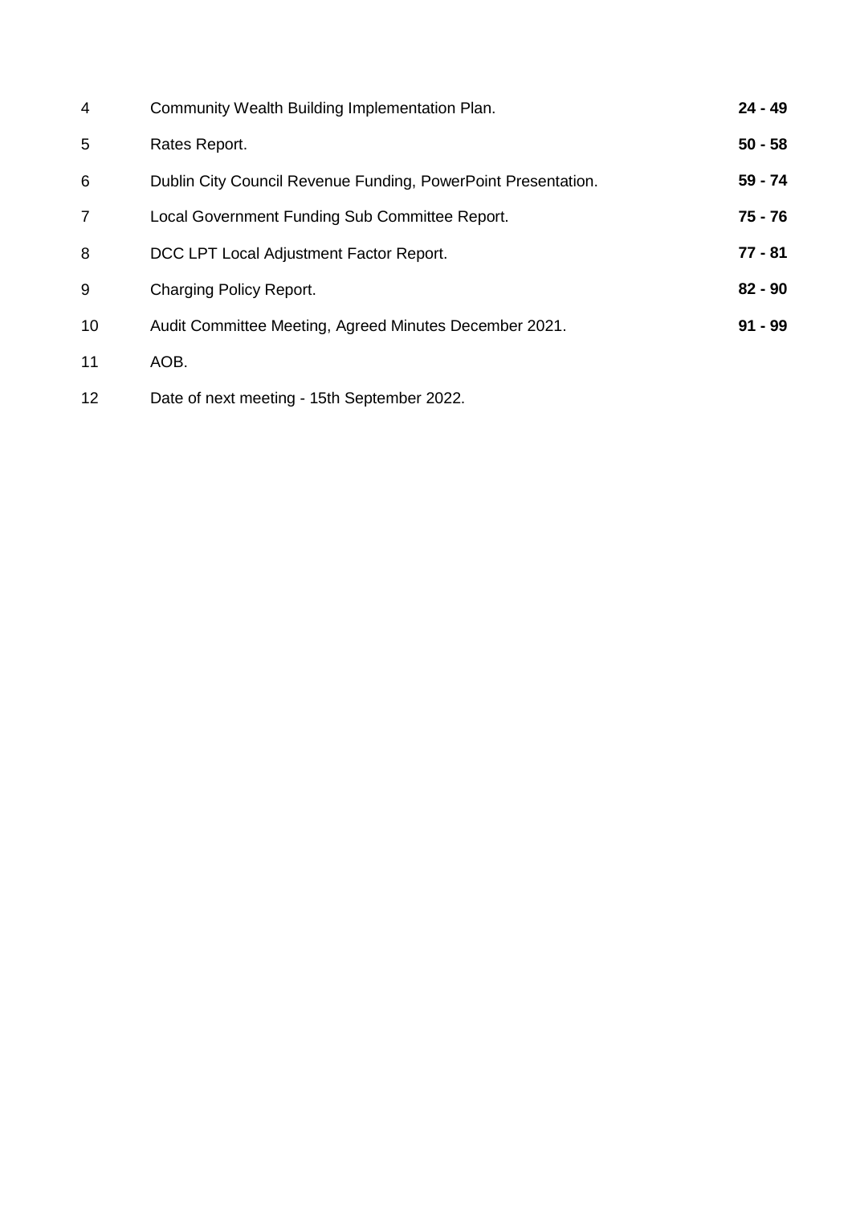| | | |
|---|---|---|
| 4 | Community Wealth Building Implementation Plan. | **24 - 49** |
| 5 | Rates Report. | **50 - 58** |
| 6 | Dublin City Council Revenue Funding, PowerPoint Presentation. | **59 - 74** |
| 7 | Local Government Funding Sub Committee Report. | **75 - 76** |
| 8 | DCC LPT Local Adjustment Factor Report. | **77 - 81** |
| 9 | Charging Policy Report. | **82 - 90** |
| 10 | Audit Committee Meeting, Agreed Minutes December 2021. | **91 - 99** |
| 11 | AOB. | |
| 12 | Date of next meeting - 15th September 2022. | |